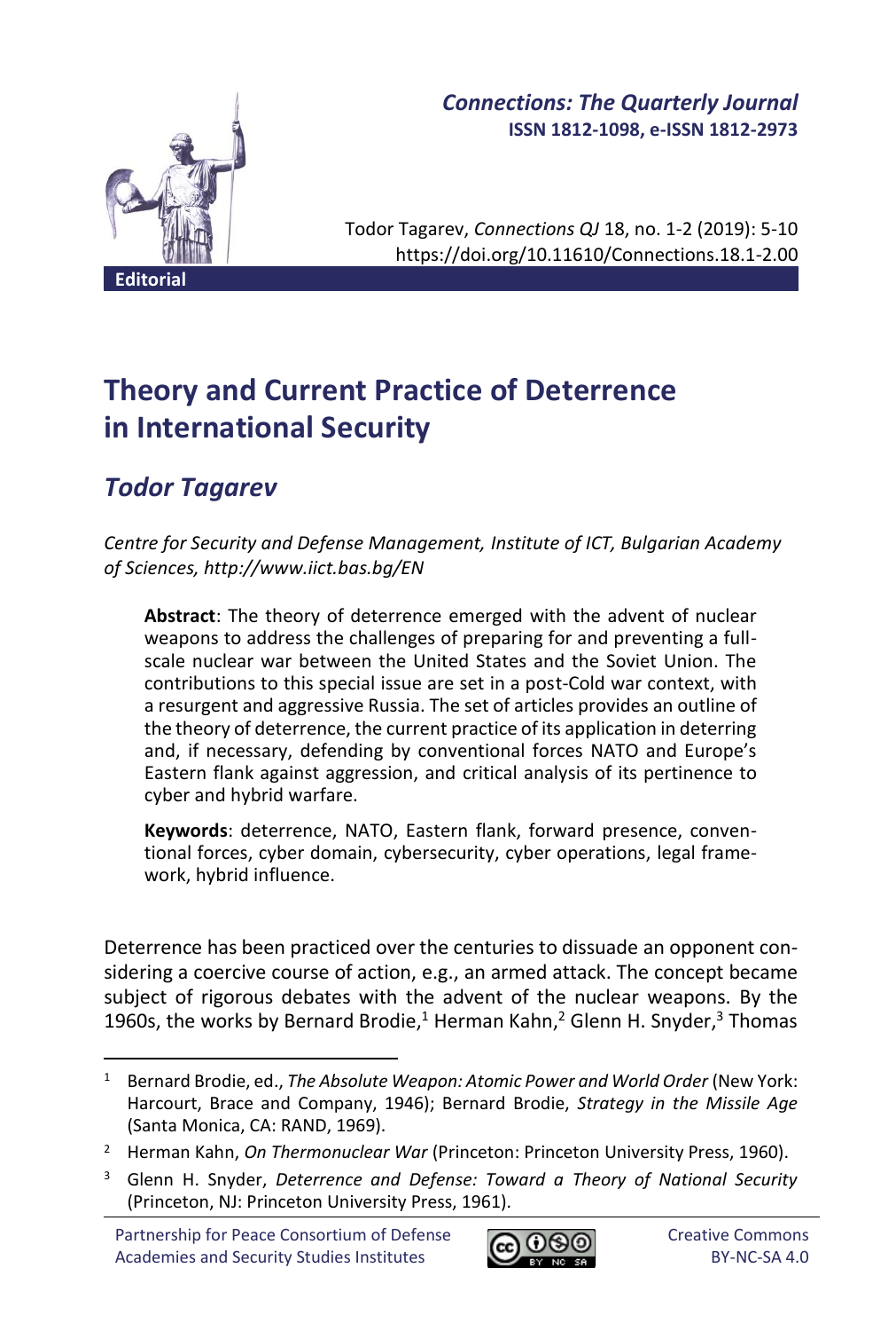Editorial

# Theory and Current Practice of Deterrence in International Security

## *Todor Tagarev*

*Centre for Security and Defense Management, Institute of ICT, Bulgarian Academy of Sciences, http://www.iict.bas.bg/EN*

> **Abstract**: The theory of deterrence emerged with the advent of nuclear weapons to address the challenges of preparing for and preventing a full-scale nuclear war between the United States and the Soviet Union. The contributions to this special issue are set in a post-Cold war context, with a resurgent and aggressive Russia. The set of articles provides an outline of the theory of deterrence, the current practice of its application in deterring and, if necessary, defending by conventional forces NATO and Europe's Eastern flank against aggression, and critical analysis of its pertinence to cyber and hybrid warfare.
>
> **Keywords**: deterrence, NATO, Eastern flank, forward presence, conventional forces, cyber domain, cybersecurity, cyber operations, legal framework, hybrid influence.

Deterrence has been practiced over the centuries to dissuade an opponent considering a coercive course of action, e.g., an armed attack. The concept became subject of rigorous debates with the advent of the nuclear weapons. By the 1960s, the works by Bernard Brodie,[1] Herman Kahn,[2] Glenn H. Snyder,[3] Thomas

---

[1] Bernard Brodie, ed., *The Absolute Weapon: Atomic Power and World Order* (New York: Harcourt, Brace and Company, 1946); Bernard Brodie, *Strategy in the Missile Age* (Santa Monica, CA: RAND, 1969).

[2] Herman Kahn, *On Thermonuclear War* (Princeton: Princeton University Press, 1960).

[3] Glenn H. Snyder, *Deterrence and Defense: Toward a Theory of National Security* (Princeton, NJ: Princeton University Press, 1961).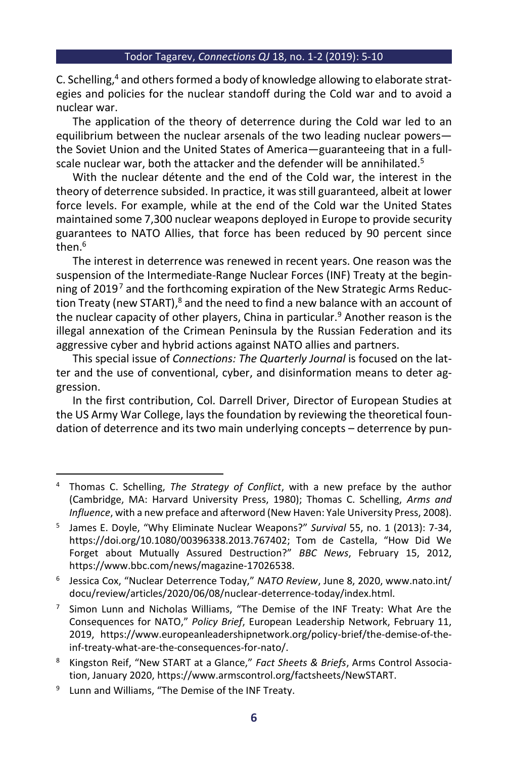C. Schelling,[4] and others formed a body of knowledge allowing to elaborate strategies and policies for the nuclear standoff during the Cold war and to avoid a nuclear war.

The application of the theory of deterrence during the Cold war led to an equilibrium between the nuclear arsenals of the two leading nuclear powers—the Soviet Union and the United States of America—guaranteeing that in a full-scale nuclear war, both the attacker and the defender will be annihilated.[5]

With the nuclear détente and the end of the Cold war, the interest in the theory of deterrence subsided. In practice, it was still guaranteed, albeit at lower force levels. For example, while at the end of the Cold war the United States maintained some 7,300 nuclear weapons deployed in Europe to provide security guarantees to NATO Allies, that force has been reduced by 90 percent since then.[6]

The interest in deterrence was renewed in recent years. One reason was the suspension of the Intermediate-Range Nuclear Forces (INF) Treaty at the beginning of 2019[7] and the forthcoming expiration of the New Strategic Arms Reduction Treaty (new START),[8] and the need to find a new balance with an account of the nuclear capacity of other players, China in particular.[9] Another reason is the illegal annexation of the Crimean Peninsula by the Russian Federation and its aggressive cyber and hybrid actions against NATO allies and partners.

This special issue of *Connections: The Quarterly Journal* is focused on the latter and the use of conventional, cyber, and disinformation means to deter aggression.

In the first contribution, Col. Darrell Driver, Director of European Studies at the US Army War College, lays the foundation by reviewing the theoretical foundation of deterrence and its two main underlying concepts – deterrence by pun-

---

[4] Thomas C. Schelling, *The Strategy of Conflict*, with a new preface by the author (Cambridge, MA: Harvard University Press, 1980); Thomas C. Schelling, *Arms and Influence*, with a new preface and afterword (New Haven: Yale University Press, 2008).

[5] James E. Doyle, "Why Eliminate Nuclear Weapons?" *Survival* 55, no. 1 (2013): 7-34, https://doi.org/10.1080/00396338.2013.767402; Tom de Castella, "How Did We Forget about Mutually Assured Destruction?" *BBC News*, February 15, 2012, https://www.bbc.com/news/magazine-17026538.

[6] Jessica Cox, "Nuclear Deterrence Today," *NATO Review*, June 8, 2020, www.nato.int/docu/review/articles/2020/06/08/nuclear-deterrence-today/index.html.

[7] Simon Lunn and Nicholas Williams, "The Demise of the INF Treaty: What Are the Consequences for NATO," *Policy Brief*, European Leadership Network, February 11, 2019, https://www.europeanleadershipnetwork.org/policy-brief/the-demise-of-the-inf-treaty-what-are-the-consequences-for-nato/.

[8] Kingston Reif, "New START at a Glance," *Fact Sheets & Briefs*, Arms Control Association, January 2020, https://www.armscontrol.org/factsheets/NewSTART.

[9] Lunn and Williams, "The Demise of the INF Treaty.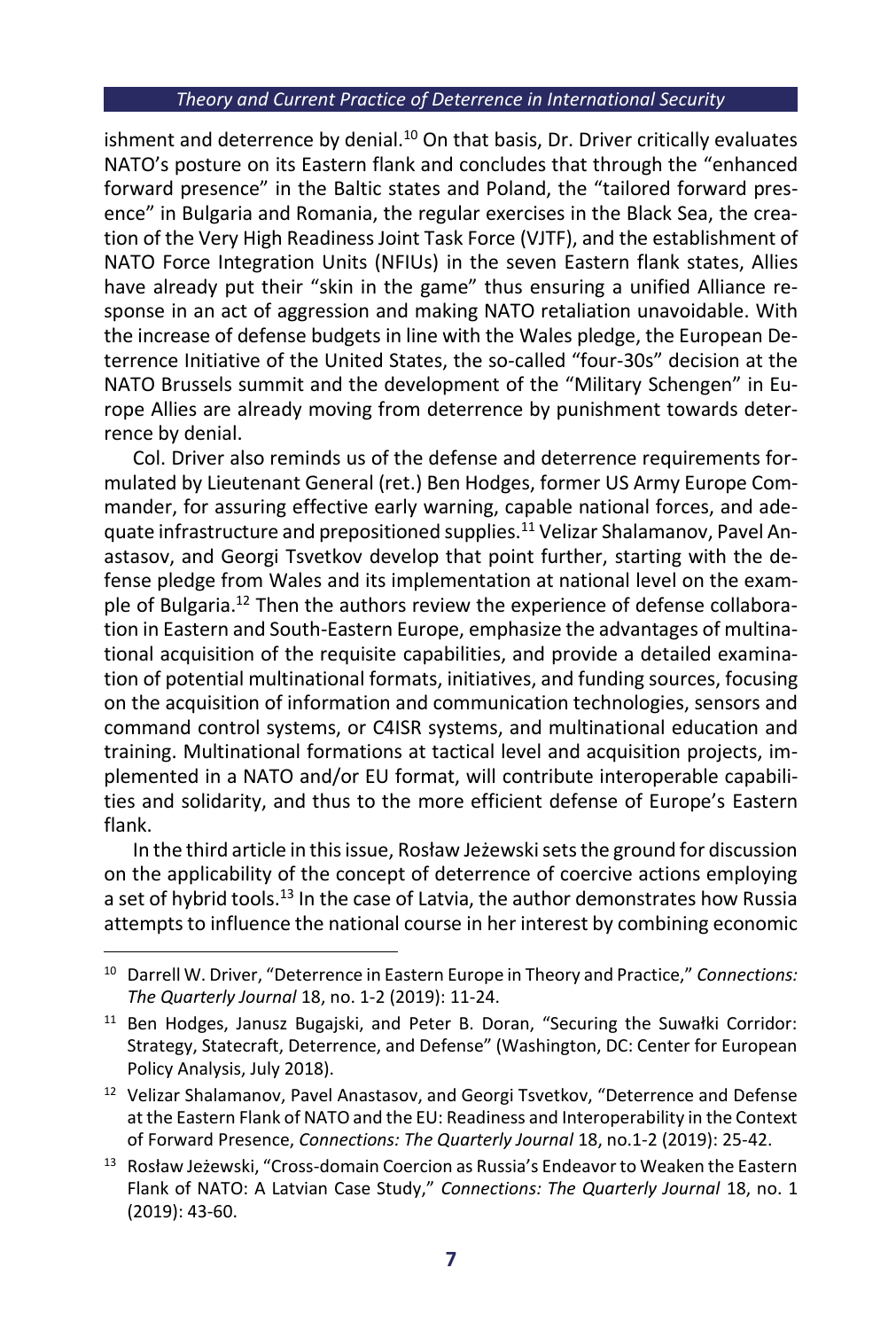ishment and deterrence by denial.[10] On that basis, Dr. Driver critically evaluates NATO's posture on its Eastern flank and concludes that through the "enhanced forward presence" in the Baltic states and Poland, the "tailored forward presence" in Bulgaria and Romania, the regular exercises in the Black Sea, the creation of the Very High Readiness Joint Task Force (VJTF), and the establishment of NATO Force Integration Units (NFIUs) in the seven Eastern flank states, Allies have already put their "skin in the game" thus ensuring a unified Alliance response in an act of aggression and making NATO retaliation unavoidable. With the increase of defense budgets in line with the Wales pledge, the European Deterrence Initiative of the United States, the so-called "four-30s" decision at the NATO Brussels summit and the development of the "Military Schengen" in Europe Allies are already moving from deterrence by punishment towards deterrence by denial.

Col. Driver also reminds us of the defense and deterrence requirements formulated by Lieutenant General (ret.) Ben Hodges, former US Army Europe Commander, for assuring effective early warning, capable national forces, and adequate infrastructure and prepositioned supplies.[11] Velizar Shalamanov, Pavel Anastasov, and Georgi Tsvetkov develop that point further, starting with the defense pledge from Wales and its implementation at national level on the example of Bulgaria.[12] Then the authors review the experience of defense collaboration in Eastern and South-Eastern Europe, emphasize the advantages of multinational acquisition of the requisite capabilities, and provide a detailed examination of potential multinational formats, initiatives, and funding sources, focusing on the acquisition of information and communication technologies, sensors and command control systems, or C4ISR systems, and multinational education and training. Multinational formations at tactical level and acquisition projects, implemented in a NATO and/or EU format, will contribute interoperable capabilities and solidarity, and thus to the more efficient defense of Europe's Eastern flank.

In the third article in this issue, Rosław Jeżewski sets the ground for discussion on the applicability of the concept of deterrence of coercive actions employing a set of hybrid tools.[13] In the case of Latvia, the author demonstrates how Russia attempts to influence the national course in her interest by combining economic

---

[10] Darrell W. Driver, "Deterrence in Eastern Europe in Theory and Practice," *Connections: The Quarterly Journal* 18, no. 1-2 (2019): 11-24.

[11] Ben Hodges, Janusz Bugajski, and Peter B. Doran, "Securing the Suwałki Corridor: Strategy, Statecraft, Deterrence, and Defense" (Washington, DC: Center for European Policy Analysis, July 2018).

[12] Velizar Shalamanov, Pavel Anastasov, and Georgi Tsvetkov, "Deterrence and Defense at the Eastern Flank of NATO and the EU: Readiness and Interoperability in the Context of Forward Presence, *Connections: The Quarterly Journal* 18, no.1-2 (2019): 25-42.

[13] Rosław Jeżewski, "Cross-domain Coercion as Russia's Endeavor to Weaken the Eastern Flank of NATO: A Latvian Case Study," *Connections: The Quarterly Journal* 18, no. 1 (2019): 43-60.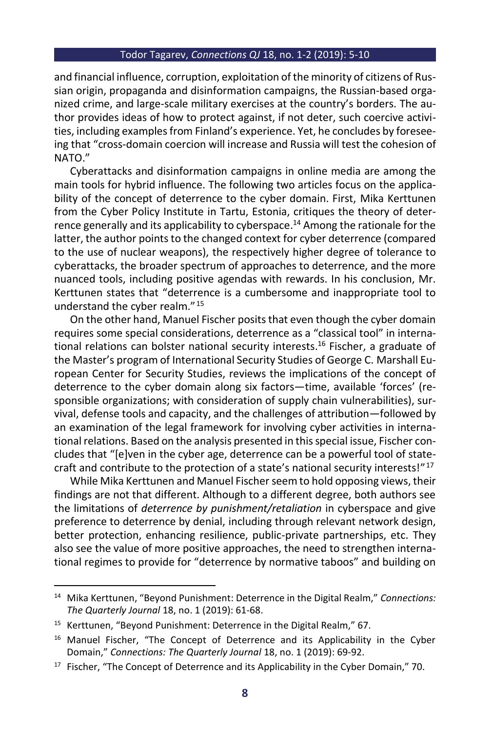and financial influence, corruption, exploitation of the minority of citizens of Russian origin, propaganda and disinformation campaigns, the Russian-based organized crime, and large-scale military exercises at the country's borders. The author provides ideas of how to protect against, if not deter, such coercive activities, including examples from Finland's experience. Yet, he concludes by foreseeing that "cross-domain coercion will increase and Russia will test the cohesion of NATO."

Cyberattacks and disinformation campaigns in online media are among the main tools for hybrid influence. The following two articles focus on the applicability of the concept of deterrence to the cyber domain. First, Mika Kerttunen from the Cyber Policy Institute in Tartu, Estonia, critiques the theory of deterrence generally and its applicability to cyberspace.[14] Among the rationale for the latter, the author points to the changed context for cyber deterrence (compared to the use of nuclear weapons), the respectively higher degree of tolerance to cyberattacks, the broader spectrum of approaches to deterrence, and the more nuanced tools, including positive agendas with rewards. In his conclusion, Mr. Kerttunen states that "deterrence is a cumbersome and inappropriate tool to understand the cyber realm."[15]

On the other hand, Manuel Fischer posits that even though the cyber domain requires some special considerations, deterrence as a "classical tool" in international relations can bolster national security interests.[16] Fischer, a graduate of the Master's program of International Security Studies of George C. Marshall European Center for Security Studies, reviews the implications of the concept of deterrence to the cyber domain along six factors—time, available 'forces' (responsible organizations; with consideration of supply chain vulnerabilities), survival, defense tools and capacity, and the challenges of attribution—followed by an examination of the legal framework for involving cyber activities in international relations. Based on the analysis presented in this special issue, Fischer concludes that "[e]ven in the cyber age, deterrence can be a powerful tool of statecraft and contribute to the protection of a state's national security interests!"[17]

While Mika Kerttunen and Manuel Fischer seem to hold opposing views, their findings are not that different. Although to a different degree, both authors see the limitations of *deterrence by punishment/retaliation* in cyberspace and give preference to deterrence by denial, including through relevant network design, better protection, enhancing resilience, public-private partnerships, etc. They also see the value of more positive approaches, the need to strengthen international regimes to provide for "deterrence by normative taboos" and building on

---

[14] Mika Kerttunen, "Beyond Punishment: Deterrence in the Digital Realm," *Connections: The Quarterly Journal* 18, no. 1 (2019): 61-68.

[15] Kerttunen, "Beyond Punishment: Deterrence in the Digital Realm," 67.

[16] Manuel Fischer, "The Concept of Deterrence and its Applicability in the Cyber Domain," *Connections: The Quarterly Journal* 18, no. 1 (2019): 69-92.

[17] Fischer, "The Concept of Deterrence and its Applicability in the Cyber Domain," 70.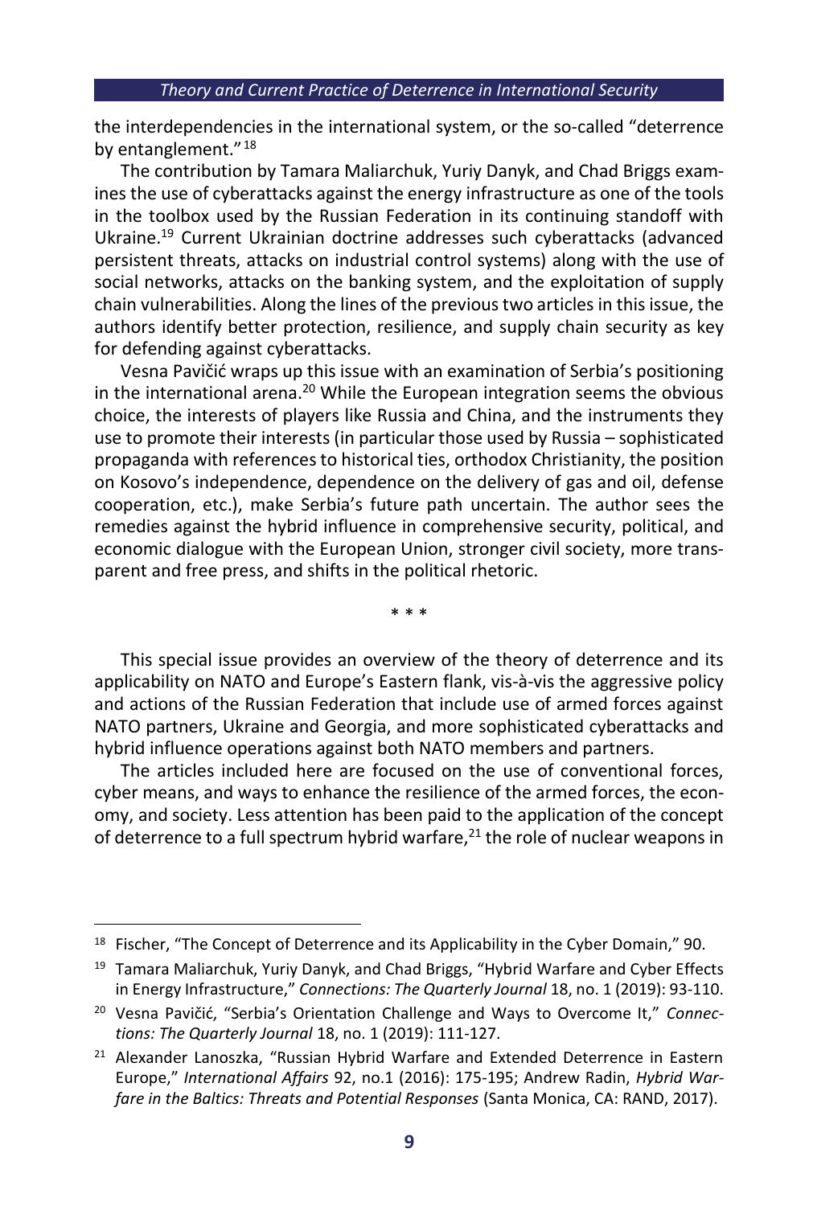the interdependencies in the international system, or the so-called "deterrence by entanglement."[18]

The contribution by Tamara Maliarchuk, Yuriy Danyk, and Chad Briggs examines the use of cyberattacks against the energy infrastructure as one of the tools in the toolbox used by the Russian Federation in its continuing standoff with Ukraine.[19] Current Ukrainian doctrine addresses such cyberattacks (advanced persistent threats, attacks on industrial control systems) along with the use of social networks, attacks on the banking system, and the exploitation of supply chain vulnerabilities. Along the lines of the previous two articles in this issue, the authors identify better protection, resilience, and supply chain security as key for defending against cyberattacks.

Vesna Pavičić wraps up this issue with an examination of Serbia's positioning in the international arena.[20] While the European integration seems the obvious choice, the interests of players like Russia and China, and the instruments they use to promote their interests (in particular those used by Russia – sophisticated propaganda with references to historical ties, orthodox Christianity, the position on Kosovo's independence, dependence on the delivery of gas and oil, defense cooperation, etc.), make Serbia's future path uncertain. The author sees the remedies against the hybrid influence in comprehensive security, political, and economic dialogue with the European Union, stronger civil society, more transparent and free press, and shifts in the political rhetoric.

\* \* \*

This special issue provides an overview of the theory of deterrence and its applicability on NATO and Europe's Eastern flank, vis-à-vis the aggressive policy and actions of the Russian Federation that include use of armed forces against NATO partners, Ukraine and Georgia, and more sophisticated cyberattacks and hybrid influence operations against both NATO members and partners.

The articles included here are focused on the use of conventional forces, cyber means, and ways to enhance the resilience of the armed forces, the economy, and society. Less attention has been paid to the application of the concept of deterrence to a full spectrum hybrid warfare,[21] the role of nuclear weapons in

---

[18] Fischer, "The Concept of Deterrence and its Applicability in the Cyber Domain," 90.

[19] Tamara Maliarchuk, Yuriy Danyk, and Chad Briggs, "Hybrid Warfare and Cyber Effects in Energy Infrastructure," *Connections: The Quarterly Journal* 18, no. 1 (2019): 93-110.

[20] Vesna Pavičić, "Serbia's Orientation Challenge and Ways to Overcome It," *Connections: The Quarterly Journal* 18, no. 1 (2019): 111-127.

[21] Alexander Lanoszka, "Russian Hybrid Warfare and Extended Deterrence in Eastern Europe," *International Affairs* 92, no.1 (2016): 175-195; Andrew Radin, *Hybrid Warfare in the Baltics: Threats and Potential Responses* (Santa Monica, CA: RAND, 2017).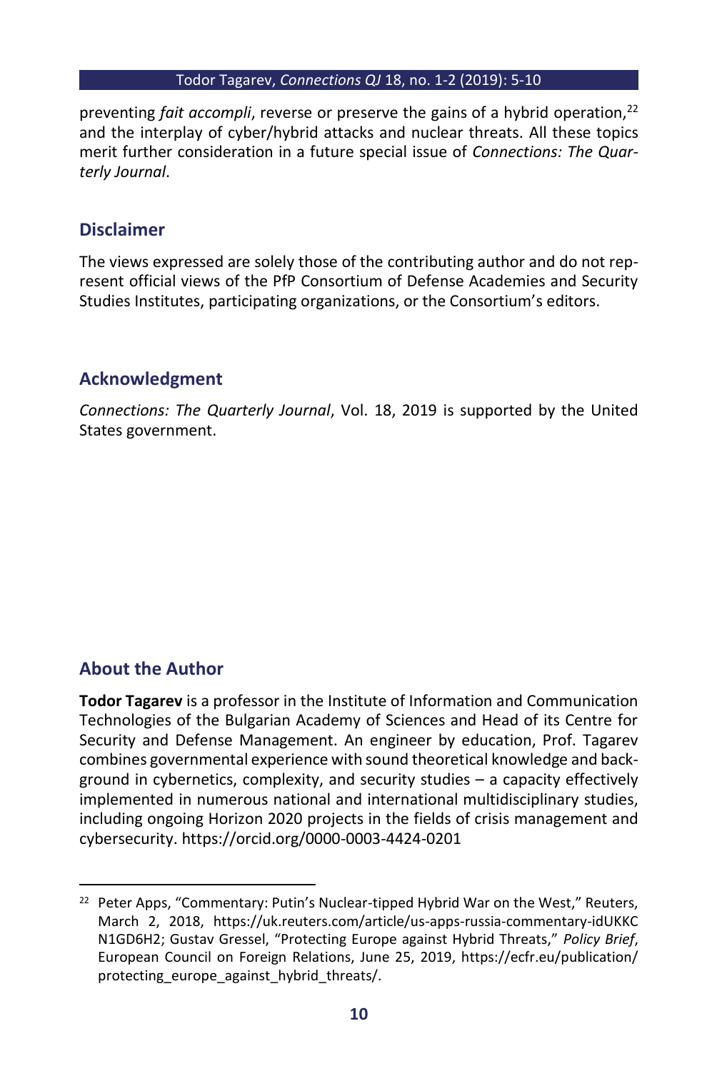preventing *fait accompli*, reverse or preserve the gains of a hybrid operation,[22] and the interplay of cyber/hybrid attacks and nuclear threats. All these topics merit further consideration in a future special issue of *Connections: The Quarterly Journal*.

## Disclaimer

The views expressed are solely those of the contributing author and do not represent official views of the PfP Consortium of Defense Academies and Security Studies Institutes, participating organizations, or the Consortium's editors.

## Acknowledgment

*Connections: The Quarterly Journal*, Vol. 18, 2019 is supported by the United States government.

## About the Author

**Todor Tagarev** is a professor in the Institute of Information and Communication Technologies of the Bulgarian Academy of Sciences and Head of its Centre for Security and Defense Management. An engineer by education, Prof. Tagarev combines governmental experience with sound theoretical knowledge and background in cybernetics, complexity, and security studies – a capacity effectively implemented in numerous national and international multidisciplinary studies, including ongoing Horizon 2020 projects in the fields of crisis management and cybersecurity. https://orcid.org/0000-0003-4424-0201

---

[22] Peter Apps, "Commentary: Putin's Nuclear-tipped Hybrid War on the West," Reuters, March 2, 2018, https://uk.reuters.com/article/us-apps-russia-commentary-idUKKCN1GD6H2; Gustav Gressel, "Protecting Europe against Hybrid Threats," *Policy Brief*, European Council on Foreign Relations, June 25, 2019, https://ecfr.eu/publication/protecting_europe_against_hybrid_threats/.